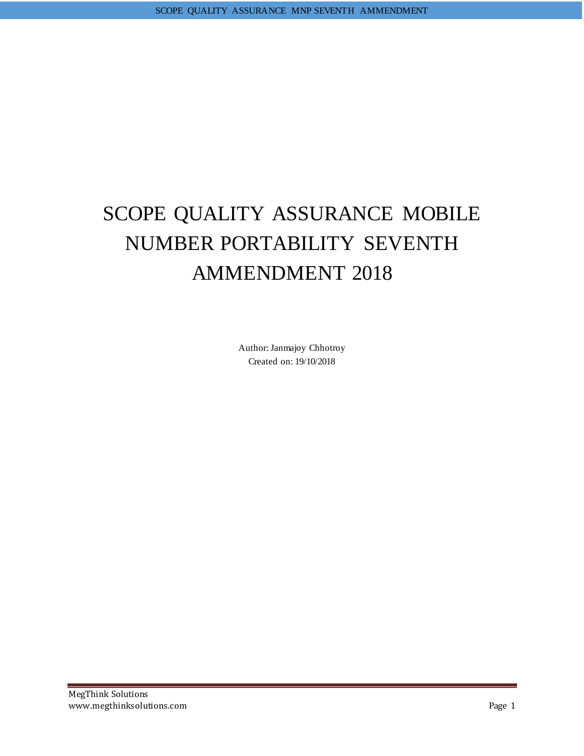# SCOPE QUALITY ASSURANCE MOBILE NUMBER PORTABILITY SEVENTH AMMENDMENT 2018

Author: Janmajoy Chhotroy

Created on: 19/10/2018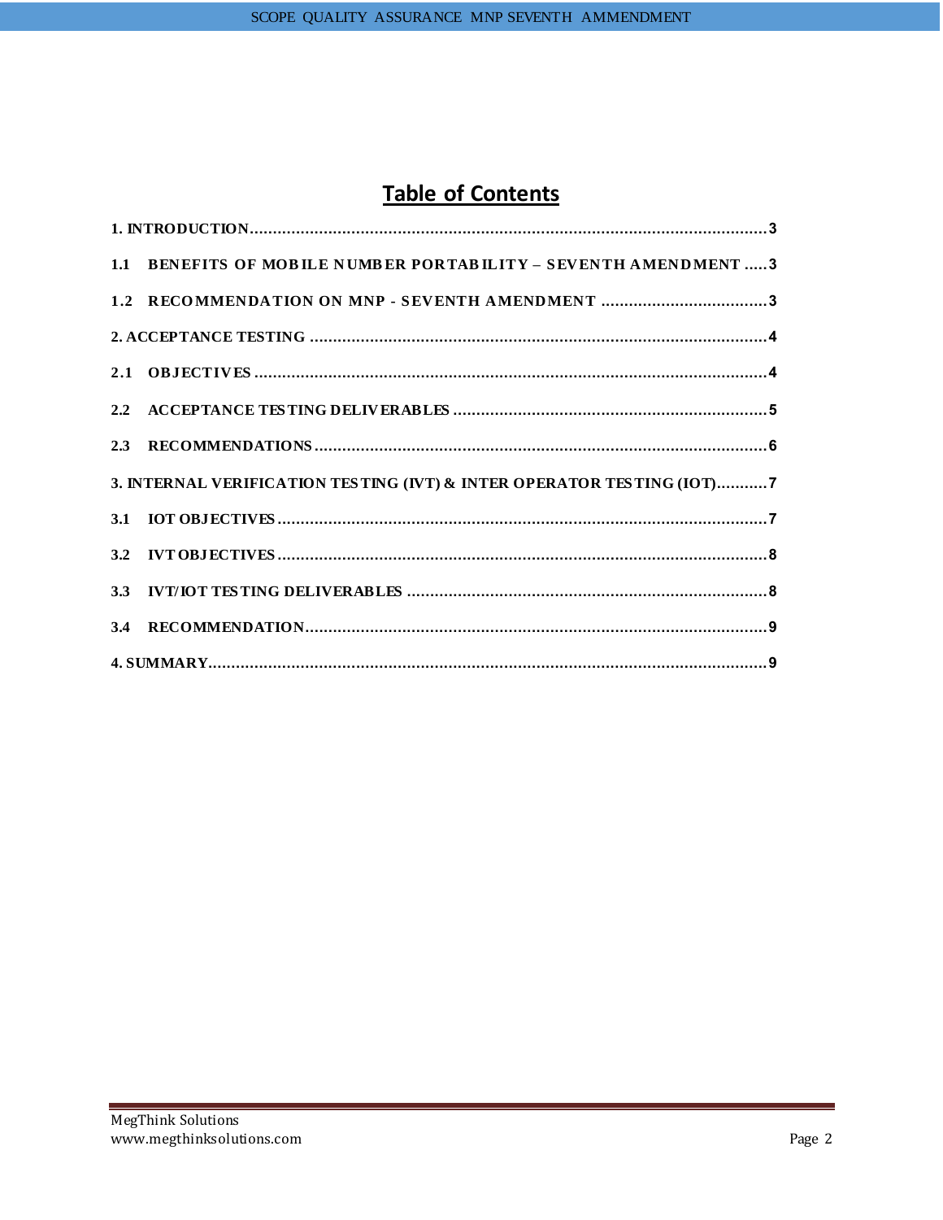# Table of Contents

**1. INTRODUCTION** ........................................................................................................ **3**

**1.1 BENEFITS OF MOBILE NUMBER PORTABILITY – SEVENTH AMENDMENT** ..... **3**

**1.2 RECOMMENDATION ON MNP - SEVENTH AMENDMENT** .................................... **3**

**2. ACCEPTANCE TESTING** ................................................................................................ **4**

**2.1 OBJECTIVES** .................................................................................................................. **4**

**2.2 ACCEPTANCE TESTING DELIVERABLES** .................................................................... **5**

**2.3 RECOMMENDATIONS** ................................................................................................... **6**

**3. INTERNAL VERIFICATION TESTING (IVT) & INTER OPERATOR TESTING (IOT)** ........... **7**

**3.1 IOT OBJECTIVES** ........................................................................................................... **7**

**3.2 IVT OBJECTIVES** ........................................................................................................... **8**

**3.3 IVT/IOT TESTING DELIVERABLES** ................................................................................ **8**

**3.4 RECOMMENDATION** ..................................................................................................... **9**

**4. SUMMARY** ......................................................................................................................... **9**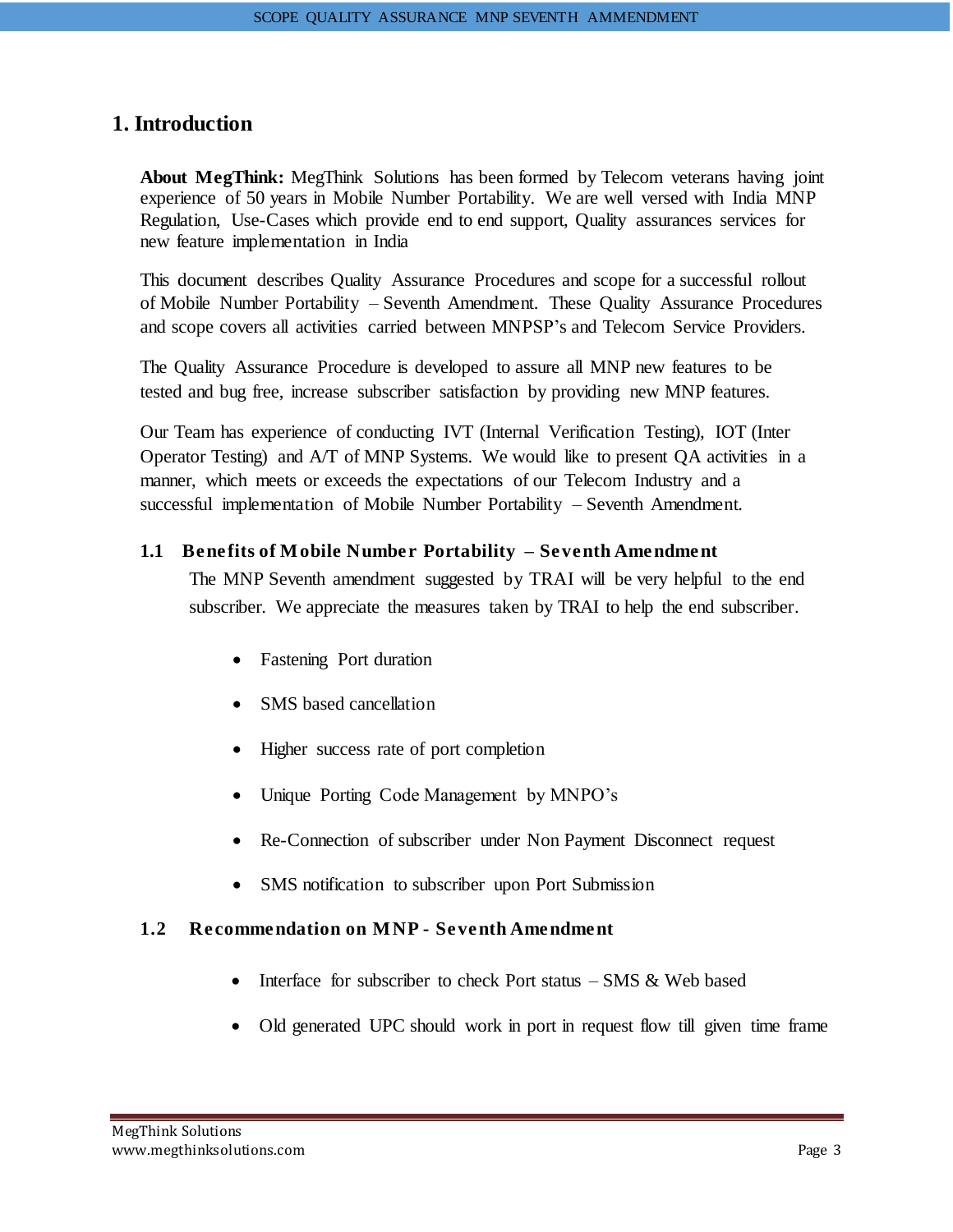# 1. Introduction

**About MegThink:** MegThink Solutions has been formed by Telecom veterans having joint experience of 50 years in Mobile Number Portability. We are well versed with India MNP Regulation, Use-Cases which provide end to end support, Quality assurances services for new feature implementation in India

This document describes Quality Assurance Procedures and scope for a successful rollout of Mobile Number Portability – Seventh Amendment. These Quality Assurance Procedures and scope covers all activities carried between MNPSP's and Telecom Service Providers.

The Quality Assurance Procedure is developed to assure all MNP new features to be tested and bug free, increase subscriber satisfaction by providing new MNP features.

Our Team has experience of conducting IVT (Internal Verification Testing), IOT (Inter Operator Testing) and A/T of MNP Systems. We would like to present QA activities in a manner, which meets or exceeds the expectations of our Telecom Industry and a successful implementation of Mobile Number Portability – Seventh Amendment.

## 1.1 Benefits of Mobile Number Portability – Seventh Amendment

The MNP Seventh amendment suggested by TRAI will be very helpful to the end subscriber. We appreciate the measures taken by TRAI to help the end subscriber.

- Fastening Port duration
- SMS based cancellation
- Higher success rate of port completion
- Unique Porting Code Management by MNPO's
- Re-Connection of subscriber under Non Payment Disconnect request
- SMS notification to subscriber upon Port Submission

## 1.2 Recommendation on MNP - Seventh Amendment

- Interface for subscriber to check Port status – SMS & Web based
- Old generated UPC should work in port in request flow till given time frame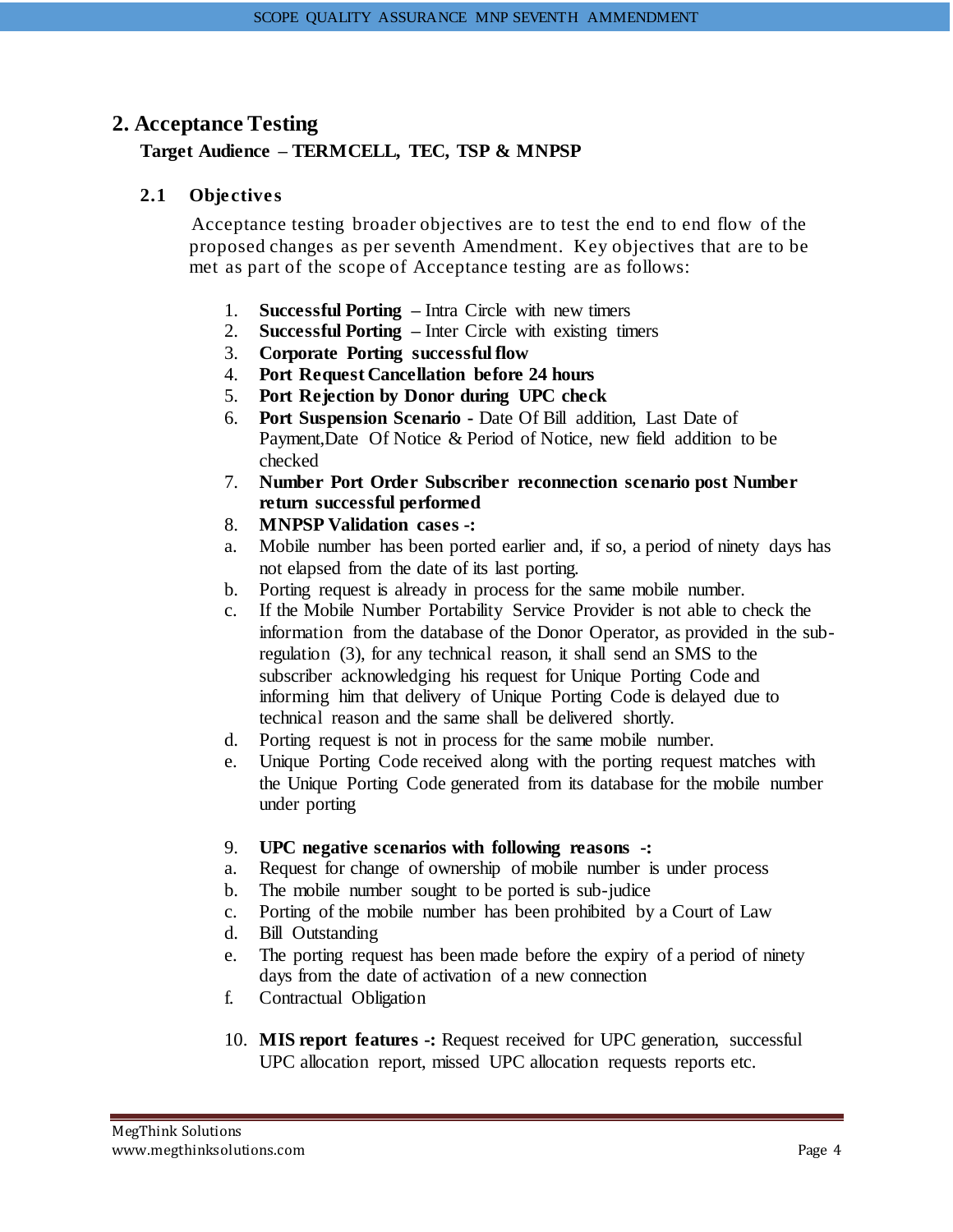## 2. Acceptance Testing

**Target Audience – TERMCELL, TEC, TSP & MNPSP**

### 2.1 Objectives

Acceptance testing broader objectives are to test the end to end flow of the proposed changes as per seventh Amendment. Key objectives that are to be met as part of the scope of Acceptance testing are as follows:

1. **Successful Porting** – Intra Circle with new timers
2. **Successful Porting** – Inter Circle with existing timers
3. **Corporate Porting successful flow**
4. **Port Request Cancellation before 24 hours**
5. **Port Rejection by Donor during UPC check**
6. **Port Suspension Scenario -** Date Of Bill addition, Last Date of Payment,Date Of Notice & Period of Notice, new field addition to be checked
7. **Number Port Order Subscriber reconnection scenario post Number return successful performed**
8. **MNPSP Validation cases -:**
   a. Mobile number has been ported earlier and, if so, a period of ninety days has not elapsed from the date of its last porting.
   b. Porting request is already in process for the same mobile number.
   c. If the Mobile Number Portability Service Provider is not able to check the information from the database of the Donor Operator, as provided in the sub-regulation (3), for any technical reason, it shall send an SMS to the subscriber acknowledging his request for Unique Porting Code and informing him that delivery of Unique Porting Code is delayed due to technical reason and the same shall be delivered shortly.
   d. Porting request is not in process for the same mobile number.
   e. Unique Porting Code received along with the porting request matches with the Unique Porting Code generated from its database for the mobile number under porting

9. **UPC negative scenarios with following reasons -:**
   a. Request for change of ownership of mobile number is under process
   b. The mobile number sought to be ported is sub-judice
   c. Porting of the mobile number has been prohibited by a Court of Law
   d. Bill Outstanding
   e. The porting request has been made before the expiry of a period of ninety days from the date of activation of a new connection
   f. Contractual Obligation

10. **MIS report features -:** Request received for UPC generation, successful UPC allocation report, missed UPC allocation requests reports etc.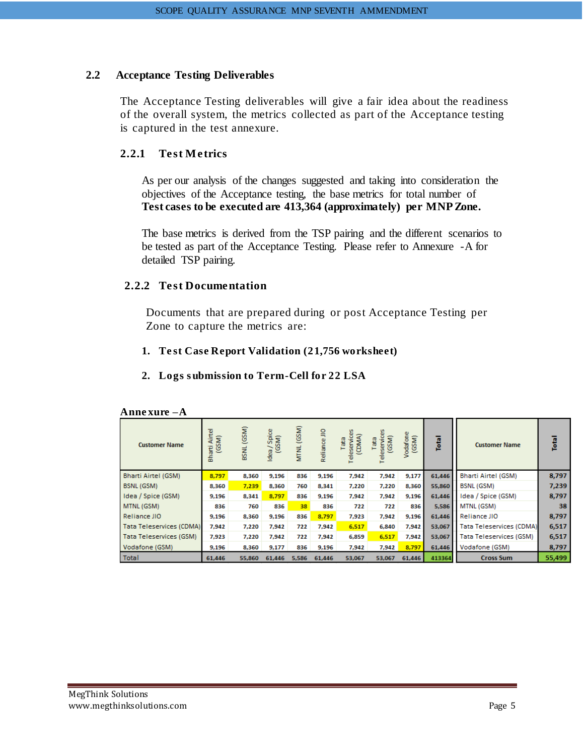## 2.2 Acceptance Testing Deliverables

The Acceptance Testing deliverables will give a fair idea about the readiness of the overall system, the metrics collected as part of the Acceptance testing is captured in the test annexure.

### 2.2.1 Test Metrics

As per our analysis of the changes suggested and taking into consideration the objectives of the Acceptance testing, the base metrics for total number of **Test cases to be executed are 413,364 (approximately) per MNP Zone.**

The base metrics is derived from the TSP pairing and the different scenarios to be tested as part of the Acceptance Testing. Please refer to Annexure -A for detailed TSP pairing.

### 2.2.2 Test Documentation

Documents that are prepared during or post Acceptance Testing per Zone to capture the metrics are:

1. **Test Case Report Validation (21,756 worksheet)**
2. **Logs submission to Term-Cell for 22 LSA**

**Annexure –A**

| Customer Name | Bharti Airtel (GSM) | BSNL (GSM) | Idea / Spice (GSM) | MTNL (GSM) | Reliance JIO | Tata Teleservices (CDMA) | Tata Teleservices (GSM) | Vodafone (GSM) | Total |
|---|---|---|---|---|---|---|---|---|---|
| Bharti Airtel (GSM) | 8,797 | 8,360 | 9,196 | 836 | 9,196 | 7,942 | 7,942 | 9,177 | 61,446 |
| BSNL (GSM) | 8,360 | 7,239 | 8,360 | 760 | 8,341 | 7,220 | 7,220 | 8,360 | 55,860 |
| Idea / Spice (GSM) | 9,196 | 8,341 | 8,797 | 836 | 9,196 | 7,942 | 7,942 | 9,196 | 61,446 |
| MTNL (GSM) | 836 | 760 | 836 | 38 | 836 | 722 | 722 | 836 | 5,586 |
| Reliance JIO | 9,196 | 8,360 | 9,196 | 836 | 8,797 | 7,923 | 7,942 | 9,196 | 61,446 |
| Tata Teleservices (CDMA) | 7,942 | 7,220 | 7,942 | 722 | 7,942 | 6,517 | 6,840 | 7,942 | 53,067 |
| Tata Teleservices (GSM) | 7,923 | 7,220 | 7,942 | 722 | 7,942 | 6,859 | 6,517 | 7,942 | 53,067 |
| Vodafone (GSM) | 9,196 | 8,360 | 9,177 | 836 | 9,196 | 7,942 | 7,942 | 8,797 | 61,446 |
| Total | 61,446 | 55,860 | 61,446 | 5,586 | 61,446 | 53,067 | 53,067 | 61,446 | 413364 |

| Customer Name | Total |
|---|---|
| Bharti Airtel (GSM) | 8,797 |
| BSNL (GSM) | 7,239 |
| Idea / Spice (GSM) | 8,797 |
| MTNL (GSM) | 38 |
| Reliance JIO | 8,797 |
| Tata Teleservices (CDMA) | 6,517 |
| Tata Teleservices (GSM) | 6,517 |
| Vodafone (GSM) | 8,797 |
| Cross Sum | 55,499 |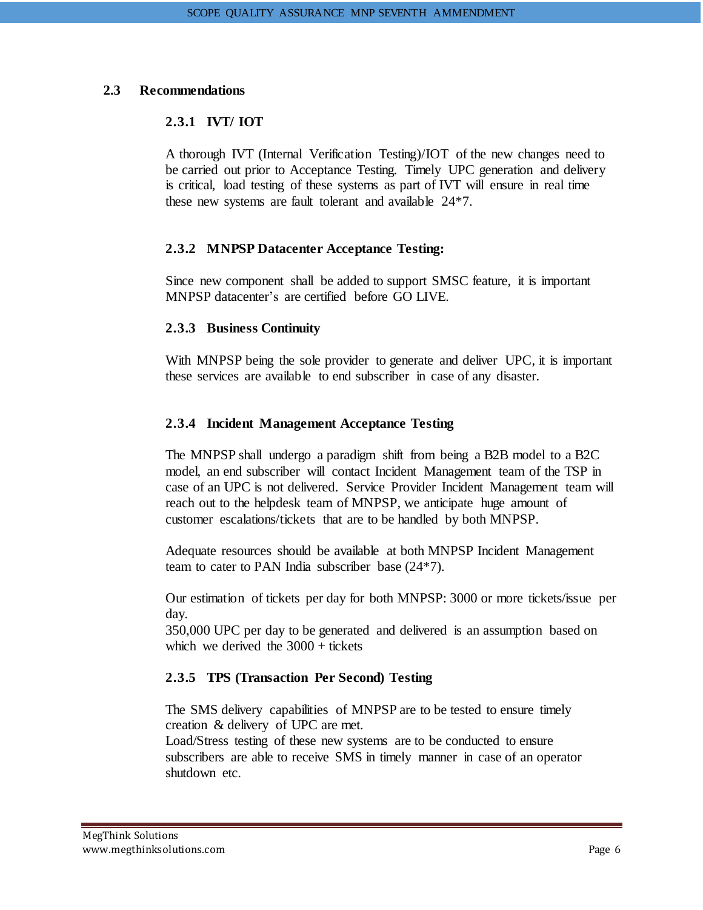## 2.3 Recommendations

### 2.3.1 IVT/ IOT

A thorough IVT (Internal Verification Testing)/IOT of the new changes need to be carried out prior to Acceptance Testing. Timely UPC generation and delivery is critical, load testing of these systems as part of IVT will ensure in real time these new systems are fault tolerant and available 24*7.

### 2.3.2 MNPSP Datacenter Acceptance Testing:

Since new component shall be added to support SMSC feature, it is important MNPSP datacenter's are certified before GO LIVE.

### 2.3.3 Business Continuity

With MNPSP being the sole provider to generate and deliver UPC, it is important these services are available to end subscriber in case of any disaster.

### 2.3.4 Incident Management Acceptance Testing

The MNPSP shall undergo a paradigm shift from being a B2B model to a B2C model, an end subscriber will contact Incident Management team of the TSP in case of an UPC is not delivered. Service Provider Incident Management team will reach out to the helpdesk team of MNPSP, we anticipate huge amount of customer escalations/tickets that are to be handled by both MNPSP.

Adequate resources should be available at both MNPSP Incident Management team to cater to PAN India subscriber base (24*7).

Our estimation of tickets per day for both MNPSP: 3000 or more tickets/issue per day.
350,000 UPC per day to be generated and delivered is an assumption based on which we derived the 3000 + tickets

### 2.3.5 TPS (Transaction Per Second) Testing

The SMS delivery capabilities of MNPSP are to be tested to ensure timely creation & delivery of UPC are met.
Load/Stress testing of these new systems are to be conducted to ensure subscribers are able to receive SMS in timely manner in case of an operator shutdown etc.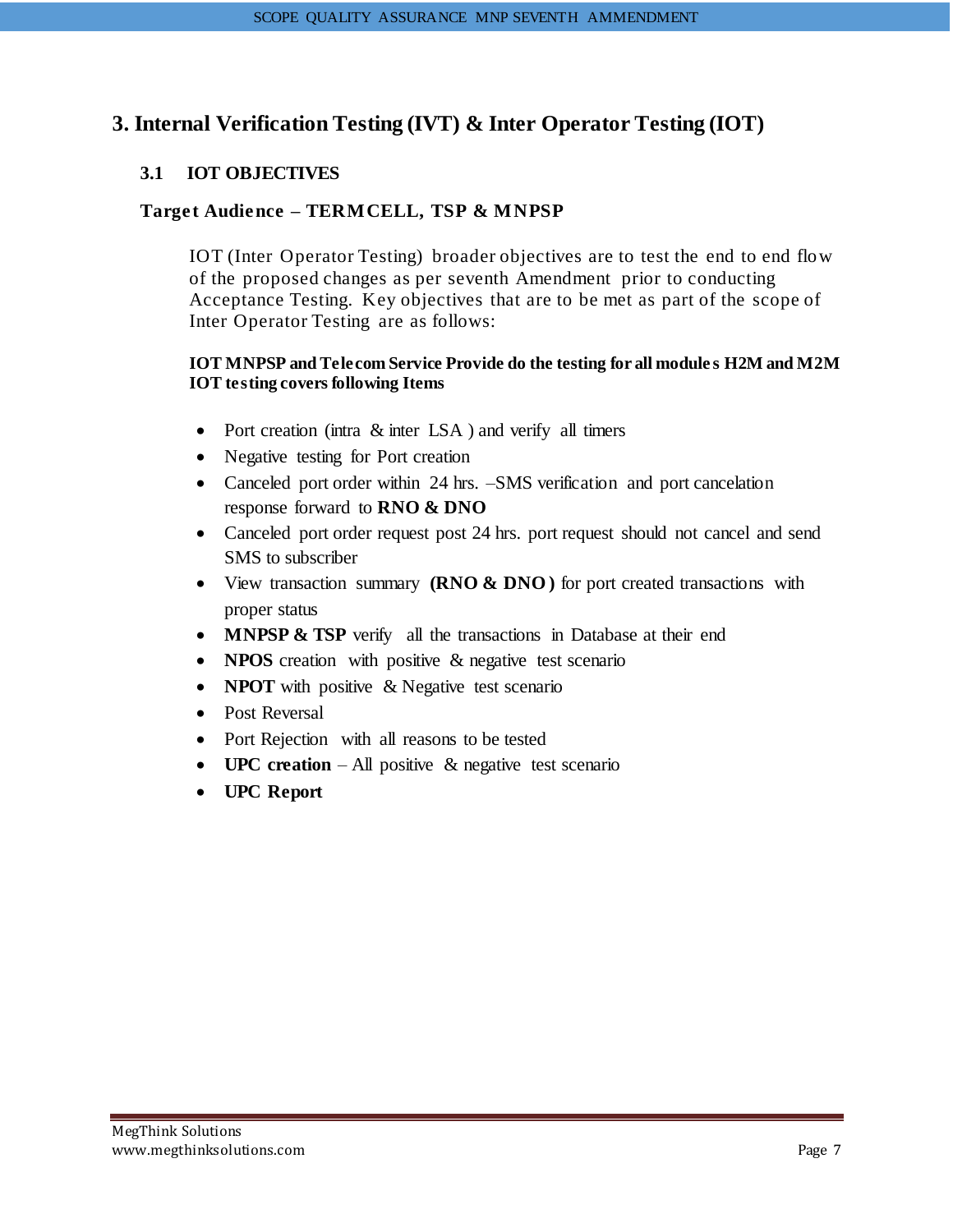# 3. Internal Verification Testing (IVT) & Inter Operator Testing (IOT)

## 3.1 IOT OBJECTIVES

**Target Audience – TERMCELL, TSP & MNPSP**

IOT (Inter Operator Testing) broader objectives are to test the end to end flow of the proposed changes as per seventh Amendment prior to conducting Acceptance Testing. Key objectives that are to be met as part of the scope of Inter Operator Testing are as follows:

**IOT MNPSP and Telecom Service Provide do the testing for all modules H2M and M2M IOT testing covers following Items**

- Port creation (intra & inter LSA ) and verify all timers
- Negative testing for Port creation
- Canceled port order within 24 hrs. –SMS verification and port cancelation response forward to **RNO & DNO**
- Canceled port order request post 24 hrs. port request should not cancel and send SMS to subscriber
- View transaction summary **(RNO & DNO )** for port created transactions with proper status
- **MNPSP & TSP** verify all the transactions in Database at their end
- **NPOS** creation with positive & negative test scenario
- **NPOT** with positive & Negative test scenario
- Post Reversal
- Port Rejection with all reasons to be tested
- **UPC creation** – All positive & negative test scenario
- **UPC Report**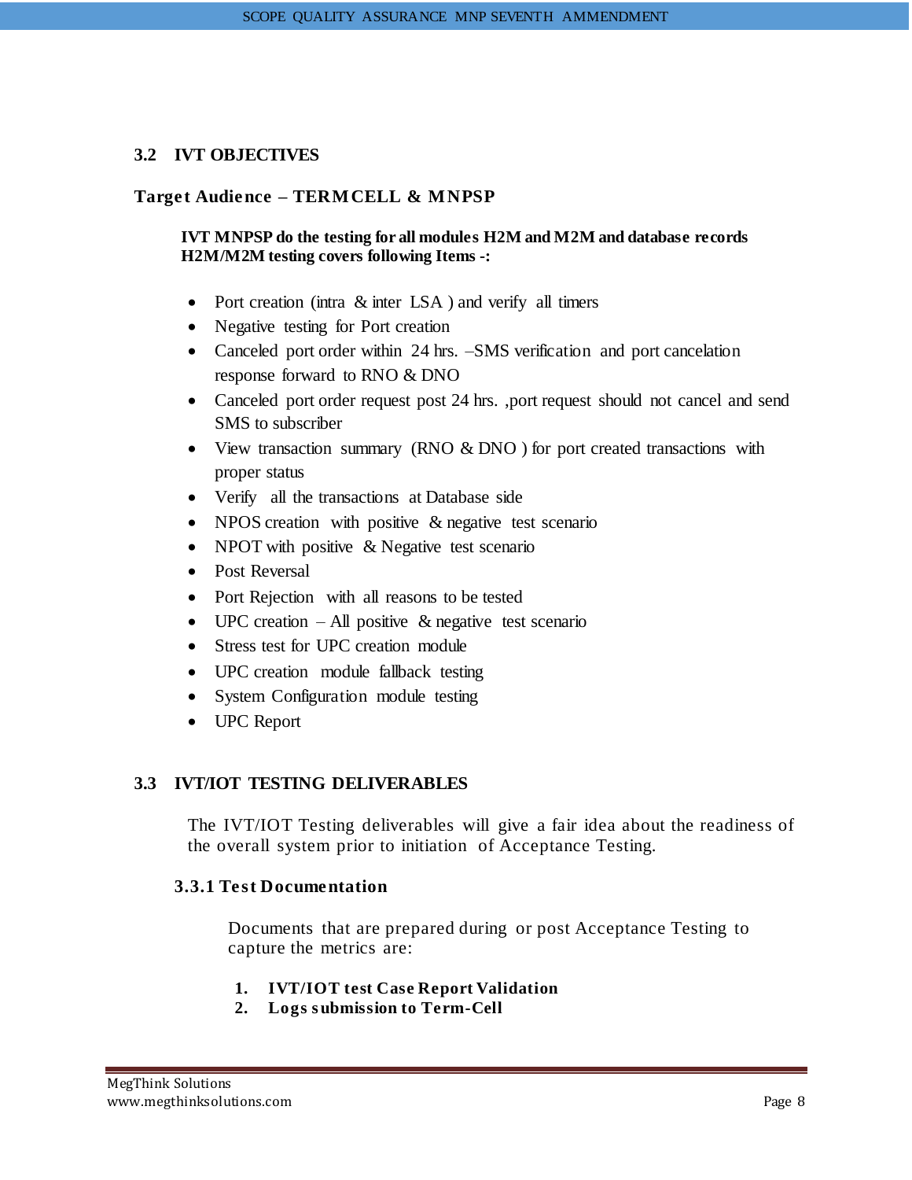## 3.2 IVT OBJECTIVES

**Target Audience – TERMCELL & MNPSP**

**IVT MNPSP do the testing for all modules H2M and M2M and database records H2M/M2M testing covers following Items -:**

- Port creation (intra & inter LSA ) and verify all timers
- Negative testing for Port creation
- Canceled port order within 24 hrs. –SMS verification and port cancelation response forward to RNO & DNO
- Canceled port order request post 24 hrs. ,port request should not cancel and send SMS to subscriber
- View transaction summary (RNO & DNO ) for port created transactions with proper status
- Verify all the transactions at Database side
- NPOS creation with positive & negative test scenario
- NPOT with positive & Negative test scenario
- Post Reversal
- Port Rejection with all reasons to be tested
- UPC creation – All positive & negative test scenario
- Stress test for UPC creation module
- UPC creation module fallback testing
- System Configuration module testing
- UPC Report

## 3.3 IVT/IOT TESTING DELIVERABLES

The IVT/IOT Testing deliverables will give a fair idea about the readiness of the overall system prior to initiation of Acceptance Testing.

### 3.3.1 Test Documentation

Documents that are prepared during or post Acceptance Testing to capture the metrics are:

1. **IVT/IOT test Case Report Validation**
2. **Logs submission to Term-Cell**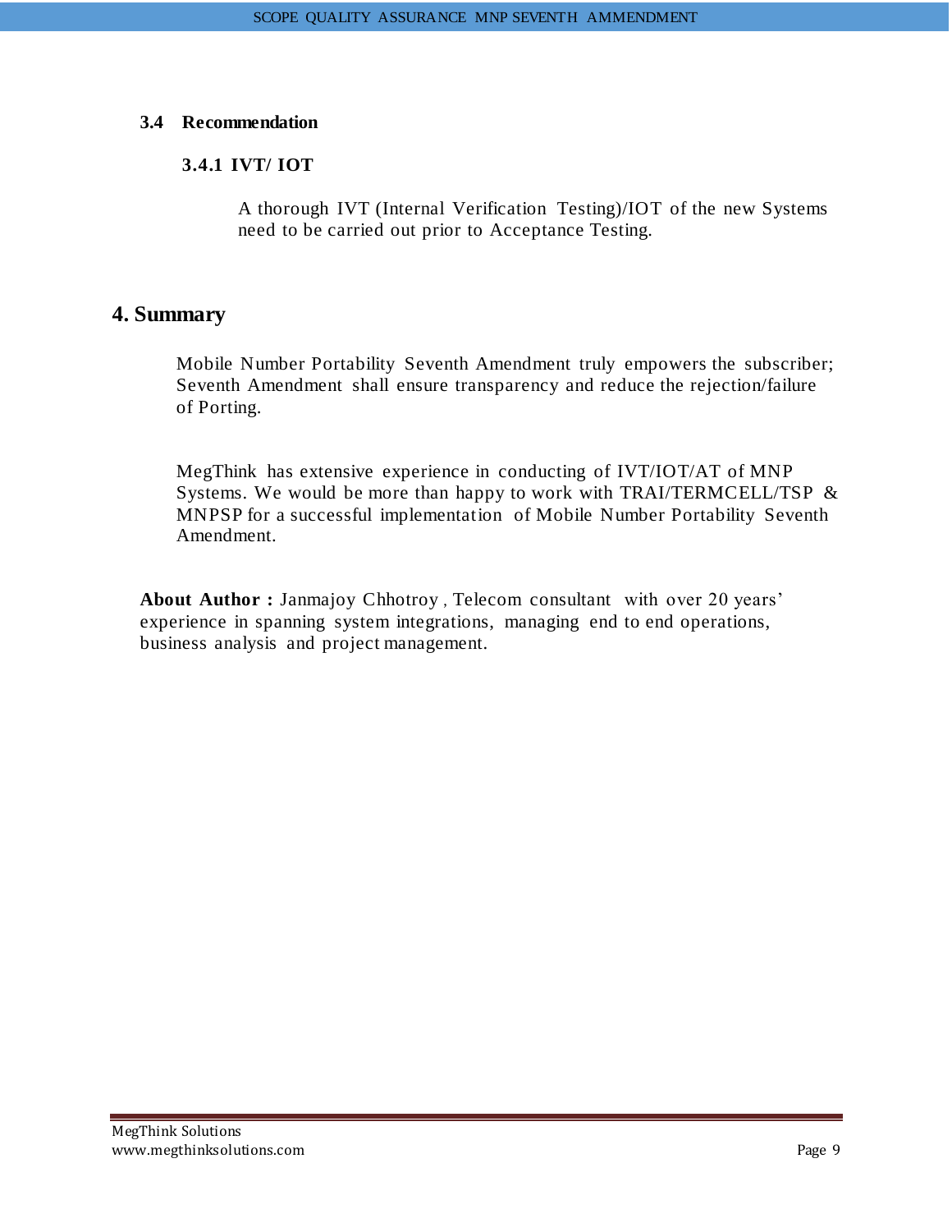### 3.4 Recommendation

#### 3.4.1 IVT/ IOT

A thorough IVT (Internal Verification Testing)/IOT of the new Systems need to be carried out prior to Acceptance Testing.

## 4. Summary

Mobile Number Portability Seventh Amendment truly empowers the subscriber; Seventh Amendment shall ensure transparency and reduce the rejection/failure of Porting.

MegThink has extensive experience in conducting of IVT/IOT/AT of MNP Systems. We would be more than happy to work with TRAI/TERMCELL/TSP & MNPSP for a successful implementation of Mobile Number Portability Seventh Amendment.

**About Author :** Janmajoy Chhotroy , Telecom consultant with over 20 years' experience in spanning system integrations, managing end to end operations, business analysis and project management.